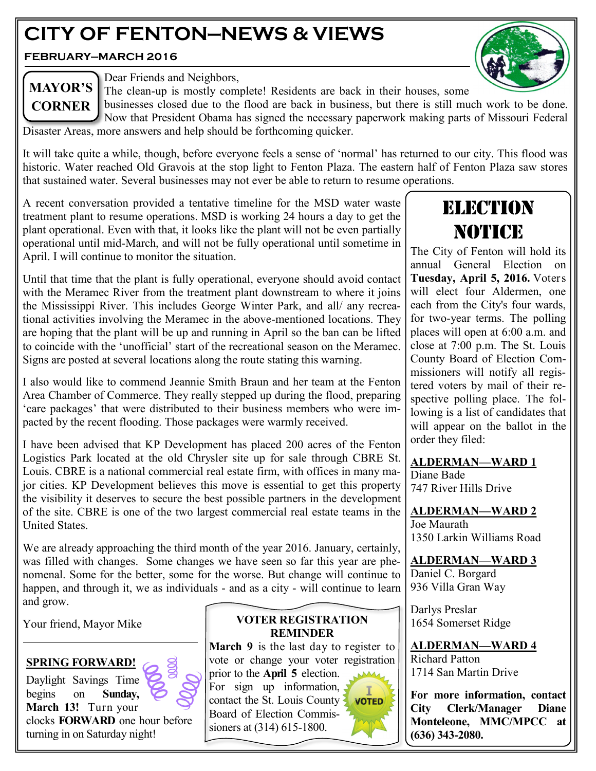# CITY OF FENTON—NEWS & VIEWS

**FEBRUARY—MARCH 2016**

## MAYOR'S CORNER

Dear Friends and Neighbors,

The clean-up is mostly complete! Residents are back in their houses, some businesses closed due to the flood are back in business, but there is still much work to be done. Now that President Obama has signed the necessary paperwork making parts of Missouri Federal Disaster Areas, more answers and help should be forthcoming quicker.

It will take quite a while, though, before everyone feels a sense of 'normal' has returned to our city. This flood was historic. Water reached Old Gravois at the stop light to Fenton Plaza. The eastern half of Fenton Plaza saw stores that sustained water. Several businesses may not ever be able to return to resume operations.

A recent conversation provided a tentative timeline for the MSD water waste treatment plant to resume operations. MSD is working 24 hours a day to get the plant operational. Even with that, it looks like the plant will not be even partially operational until mid-March, and will not be fully operational until sometime in April. I will continue to monitor the situation.

Until that time that the plant is fully operational, everyone should avoid contact with the Meramec River from the treatment plant downstream to where it joins the Mississippi River. This includes George Winter Park, and all/ any recreational activities involving the Meramec in the above-mentioned locations. They are hoping that the plant will be up and running in April so the ban can be lifted to coincide with the 'unofficial' start of the recreational season on the Meramec. Signs are posted at several locations along the route stating this warning.

I also would like to commend Jeannie Smith Braun and her team at the Fenton Area Chamber of Commerce. They really stepped up during the flood, preparing 'care packages' that were distributed to their business members who were impacted by the recent flooding. Those packages were warmly received.

I have been advised that KP Development has placed 200 acres of the Fenton Logistics Park located at the old Chrysler site up for sale through CBRE St. Louis. CBRE is a national commercial real estate firm, with offices in many major cities. KP Development believes this move is essential to get this property the visibility it deserves to secure the best possible partners in the development of the site. CBRE is one of the two largest commercial real estate teams in the United States.

We are already approaching the third month of the year 2016. January, certainly, was filled with changes. Some changes we have seen so far this year are phenomenal. Some for the better, some for the worse. But change will continue to happen, and through it, we as individuals - and as a city - will continue to learn and grow.

Your friend, Mayor Mike

## SPRING FORWARD!

Daylight Savings Time begins on **Sunday, March 13!** Turn your clocks **FORWARD** one hour before turning in on Saturday night!

## VOTER REGISTRATION REMINDER

**March 9** is the last day to register to vote or change your voter registration prior to the **April 5** election. For sign up information, contact the St. Louis County Board of Election Commissioners at (314) 615-1800.

## ELECTION NOTICE

The City of Fenton will hold its annual General Election on **Tuesday, April 5, 2016.** Voters will elect four Aldermen, one each from the City's four wards, for two-year terms. The polling places will open at 6:00 a.m. and close at 7:00 p.m. The St. Louis County Board of Election Commissioners will notify all registered voters by mail of their respective polling place. The following is a list of candidates that will appear on the ballot in the order they filed:

**ALDERMAN—WARD 1**

Diane Bade
747 River Hills Drive

**ALDERMAN—WARD 2**

Joe Maurath
1350 Larkin Williams Road

**ALDERMAN—WARD 3**

Daniel C. Borgard
936 Villa Gran Way

Darlys Preslar
1654 Somerset Ridge

**ALDERMAN—WARD 4**

Richard Patton
1714 San Martin Drive

**For more information, contact City Clerk/Manager Diane Monteleone, MMC/MPCC at (636) 343-2080.**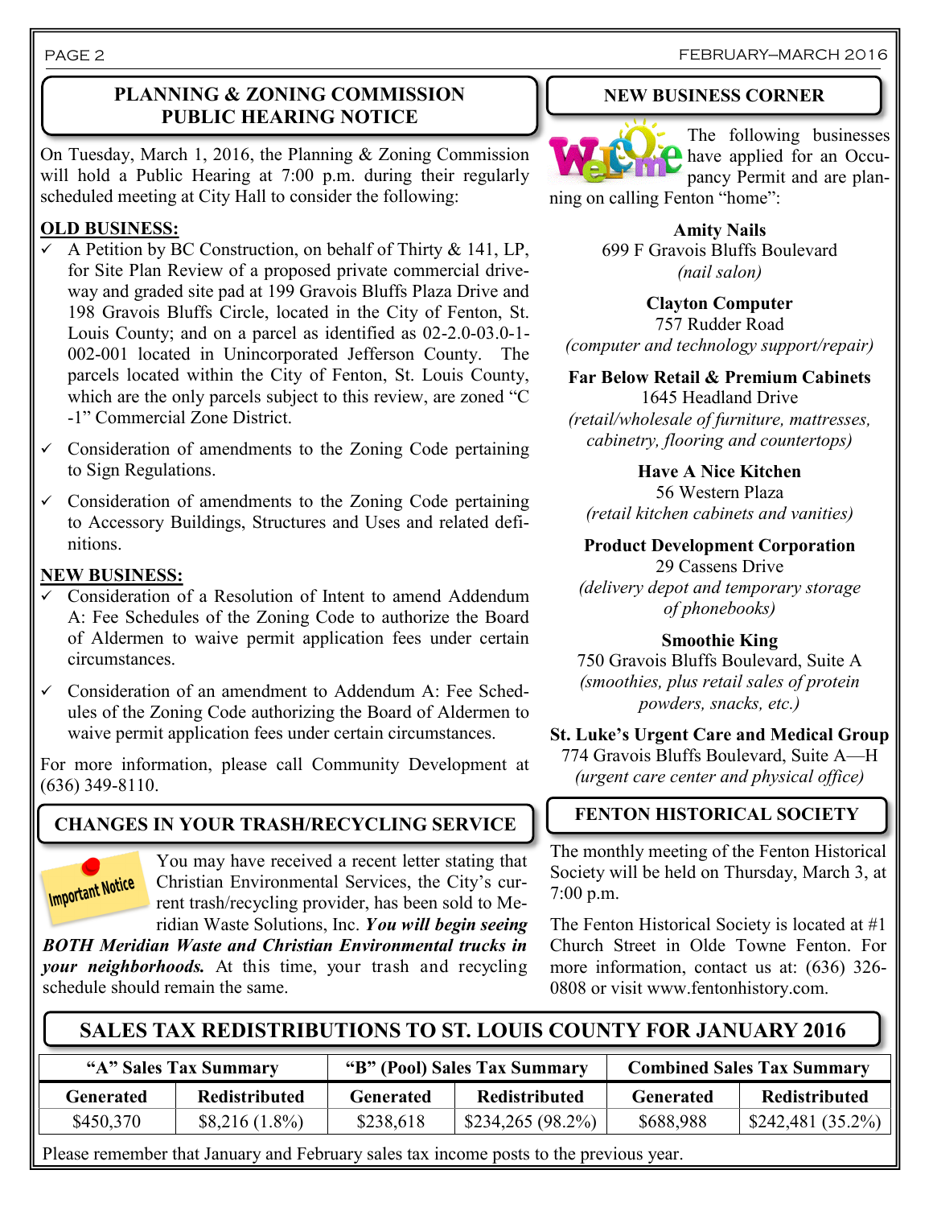## PLANNING & ZONING COMMISSION PUBLIC HEARING NOTICE

On Tuesday, March 1, 2016, the Planning & Zoning Commission will hold a Public Hearing at 7:00 p.m. during their regularly scheduled meeting at City Hall to consider the following:

**OLD BUSINESS:**

- ✓ A Petition by BC Construction, on behalf of Thirty & 141, LP, for Site Plan Review of a proposed private commercial driveway and graded site pad at 199 Gravois Bluffs Plaza Drive and 198 Gravois Bluffs Circle, located in the City of Fenton, St. Louis County; and on a parcel as identified as 02-2.0-03.0-1-002-001 located in Unincorporated Jefferson County. The parcels located within the City of Fenton, St. Louis County, which are the only parcels subject to this review, are zoned "C-1" Commercial Zone District.
- ✓ Consideration of amendments to the Zoning Code pertaining to Sign Regulations.
- ✓ Consideration of amendments to the Zoning Code pertaining to Accessory Buildings, Structures and Uses and related definitions.

**NEW BUSINESS:**

- ✓ Consideration of a Resolution of Intent to amend Addendum A: Fee Schedules of the Zoning Code to authorize the Board of Aldermen to waive permit application fees under certain circumstances.
- ✓ Consideration of an amendment to Addendum A: Fee Schedules of the Zoning Code authorizing the Board of Aldermen to waive permit application fees under certain circumstances.

For more information, please call Community Development at (636) 349-8110.

## CHANGES IN YOUR TRASH/RECYCLING SERVICE

Important Notice

You may have received a recent letter stating that Christian Environmental Services, the City's current trash/recycling provider, has been sold to Meridian Waste Solutions, Inc. ***You will begin seeing BOTH Meridian Waste and Christian Environmental trucks in your neighborhoods.*** At this time, your trash and recycling schedule should remain the same.

## NEW BUSINESS CORNER

The following businesses have applied for an Occupancy Permit and are planning on calling Fenton "home":

**Amity Nails**
699 F Gravois Bluffs Boulevard
*(nail salon)*

**Clayton Computer**
757 Rudder Road
*(computer and technology support/repair)*

**Far Below Retail & Premium Cabinets**
1645 Headland Drive
*(retail/wholesale of furniture, mattresses, cabinetry, flooring and countertops)*

**Have A Nice Kitchen**
56 Western Plaza
*(retail kitchen cabinets and vanities)*

**Product Development Corporation**
29 Cassens Drive
*(delivery depot and temporary storage of phonebooks)*

**Smoothie King**
750 Gravois Bluffs Boulevard, Suite A
*(smoothies, plus retail sales of protein powders, snacks, etc.)*

**St. Luke's Urgent Care and Medical Group**
774 Gravois Bluffs Boulevard, Suite A—H
*(urgent care center and physical office)*

## FENTON HISTORICAL SOCIETY

The monthly meeting of the Fenton Historical Society will be held on Thursday, March 3, at 7:00 p.m.

The Fenton Historical Society is located at #1 Church Street in Olde Towne Fenton. For more information, contact us at: (636) 326-0808 or visit www.fentonhistory.com.

## SALES TAX REDISTRIBUTIONS TO ST. LOUIS COUNTY FOR JANUARY 2016

| "A" Sales Tax Summary | | "B" (Pool) Sales Tax Summary | | Combined Sales Tax Summary | |
|---|---|---|---|---|---|
| Generated | Redistributed | Generated | Redistributed | Generated | Redistributed |
| $450,370 | $8,216 (1.8%) | $238,618 | $234,265 (98.2%) | $688,988 | $242,481 (35.2%) |

Please remember that January and February sales tax income posts to the previous year.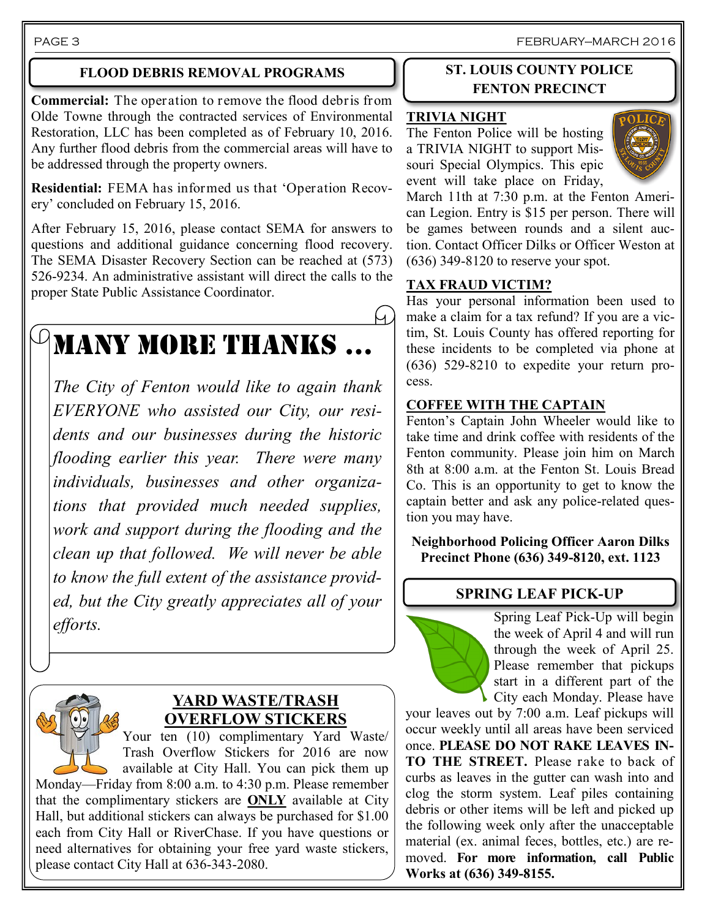## FLOOD DEBRIS REMOVAL PROGRAMS

**Commercial:** The operation to remove the flood debris from Olde Towne through the contracted services of Environmental Restoration, LLC has been completed as of February 10, 2016. Any further flood debris from the commercial areas will have to be addressed through the property owners.

**Residential:** FEMA has informed us that 'Operation Recovery' concluded on February 15, 2016.

After February 15, 2016, please contact SEMA for answers to questions and additional guidance concerning flood recovery. The SEMA Disaster Recovery Section can be reached at (573) 526-9234. An administrative assistant will direct the calls to the proper State Public Assistance Coordinator.

## MANY MORE THANKS ...

*The City of Fenton would like to again thank EVERYONE who assisted our City, our residents and our businesses during the historic flooding earlier this year. There were many individuals, businesses and other organizations that provided much needed supplies, work and support during the flooding and the clean up that followed. We will never be able to know the full extent of the assistance provided, but the City greatly appreciates all of your efforts.*

## YARD WASTE/TRASH OVERFLOW STICKERS

Your ten (10) complimentary Yard Waste/ Trash Overflow Stickers for 2016 are now available at City Hall. You can pick them up Monday—Friday from 8:00 a.m. to 4:30 p.m. Please remember that the complimentary stickers are **ONLY** available at City Hall, but additional stickers can always be purchased for $1.00 each from City Hall or RiverChase. If you have questions or need alternatives for obtaining your free yard waste stickers, please contact City Hall at 636-343-2080.

## ST. LOUIS COUNTY POLICE FENTON PRECINCT

### TRIVIA NIGHT

The Fenton Police will be hosting a TRIVIA NIGHT to support Missouri Special Olympics. This epic event will take place on Friday, March 11th at 7:30 p.m. at the Fenton American Legion. Entry is $15 per person. There will be games between rounds and a silent auction. Contact Officer Dilks or Officer Weston at (636) 349-8120 to reserve your spot.

### TAX FRAUD VICTIM?

Has your personal information been used to make a claim for a tax refund? If you are a victim, St. Louis County has offered reporting for these incidents to be completed via phone at (636) 529-8210 to expedite your return process.

### COFFEE WITH THE CAPTAIN

Fenton's Captain John Wheeler would like to take time and drink coffee with residents of the Fenton community. Please join him on March 8th at 8:00 a.m. at the Fenton St. Louis Bread Co. This is an opportunity to get to know the captain better and ask any police-related question you may have.

**Neighborhood Policing Officer Aaron Dilks**
**Precinct Phone (636) 349-8120, ext. 1123**

## SPRING LEAF PICK-UP

Spring Leaf Pick-Up will begin the week of April 4 and will run through the week of April 25. Please remember that pickups start in a different part of the City each Monday. Please have your leaves out by 7:00 a.m. Leaf pickups will occur weekly until all areas have been serviced once. **PLEASE DO NOT RAKE LEAVES INTO THE STREET.** Please rake to back of curbs as leaves in the gutter can wash into and clog the storm system. Leaf piles containing debris or other items will be left and picked up the following week only after the unacceptable material (ex. animal feces, bottles, etc.) are removed. **For more information, call Public Works at (636) 349-8155.**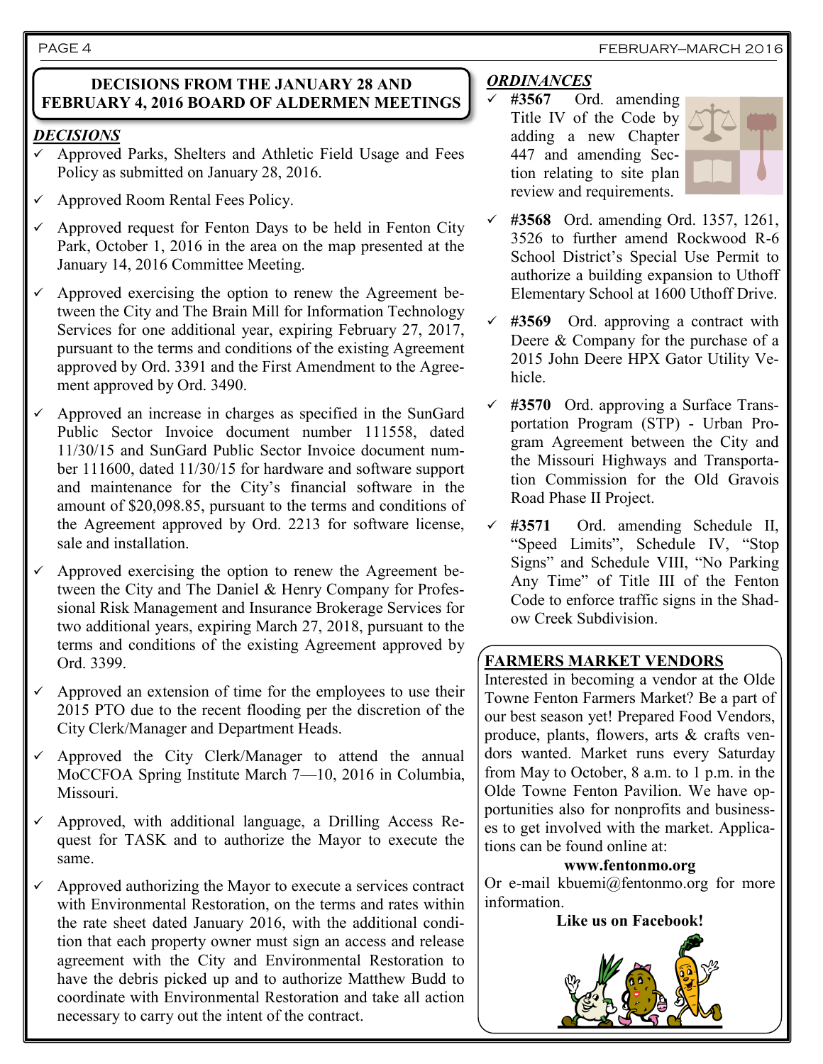## DECISIONS FROM THE JANUARY 28 AND FEBRUARY 4, 2016 BOARD OF ALDERMEN MEETINGS

### *DECISIONS*

- ✓ Approved Parks, Shelters and Athletic Field Usage and Fees Policy as submitted on January 28, 2016.
- ✓ Approved Room Rental Fees Policy.
- ✓ Approved request for Fenton Days to be held in Fenton City Park, October 1, 2016 in the area on the map presented at the January 14, 2016 Committee Meeting.
- ✓ Approved exercising the option to renew the Agreement between the City and The Brain Mill for Information Technology Services for one additional year, expiring February 27, 2017, pursuant to the terms and conditions of the existing Agreement approved by Ord. 3391 and the First Amendment to the Agreement approved by Ord. 3490.
- ✓ Approved an increase in charges as specified in the SunGard Public Sector Invoice document number 111558, dated 11/30/15 and SunGard Public Sector Invoice document number 111600, dated 11/30/15 for hardware and software support and maintenance for the City's financial software in the amount of $20,098.85, pursuant to the terms and conditions of the Agreement approved by Ord. 2213 for software license, sale and installation.
- ✓ Approved exercising the option to renew the Agreement between the City and The Daniel & Henry Company for Professional Risk Management and Insurance Brokerage Services for two additional years, expiring March 27, 2018, pursuant to the terms and conditions of the existing Agreement approved by Ord. 3399.
- ✓ Approved an extension of time for the employees to use their 2015 PTO due to the recent flooding per the discretion of the City Clerk/Manager and Department Heads.
- ✓ Approved the City Clerk/Manager to attend the annual MoCCFOA Spring Institute March 7—10, 2016 in Columbia, Missouri.
- ✓ Approved, with additional language, a Drilling Access Request for TASK and to authorize the Mayor to execute the same.
- ✓ Approved authorizing the Mayor to execute a services contract with Environmental Restoration, on the terms and rates within the rate sheet dated January 2016, with the additional condition that each property owner must sign an access and release agreement with the City and Environmental Restoration to have the debris picked up and to authorize Matthew Budd to coordinate with Environmental Restoration and take all action necessary to carry out the intent of the contract.

### *ORDINANCES*

- ✓ **#3567** Ord. amending Title IV of the Code by adding a new Chapter 447 and amending Section relating to site plan review and requirements.
- ✓ **#3568** Ord. amending Ord. 1357, 1261, 3526 to further amend Rockwood R-6 School District's Special Use Permit to authorize a building expansion to Uthoff Elementary School at 1600 Uthoff Drive.
- ✓ **#3569** Ord. approving a contract with Deere & Company for the purchase of a 2015 John Deere HPX Gator Utility Vehicle.
- ✓ **#3570** Ord. approving a Surface Transportation Program (STP) - Urban Program Agreement between the City and the Missouri Highways and Transportation Commission for the Old Gravois Road Phase II Project.
- ✓ **#3571** Ord. amending Schedule II, "Speed Limits", Schedule IV, "Stop Signs" and Schedule VIII, "No Parking Any Time" of Title III of the Fenton Code to enforce traffic signs in the Shadow Creek Subdivision.

## FARMERS MARKET VENDORS

Interested in becoming a vendor at the Olde Towne Fenton Farmers Market? Be a part of our best season yet! Prepared Food Vendors, produce, plants, flowers, arts & crafts vendors wanted. Market runs every Saturday from May to October, 8 a.m. to 1 p.m. in the Olde Towne Fenton Pavilion. We have opportunities also for nonprofits and businesses to get involved with the market. Applications can be found online at:

**www.fentonmo.org**

Or e-mail kbuemi@fentonmo.org for more information.

**Like us on Facebook!**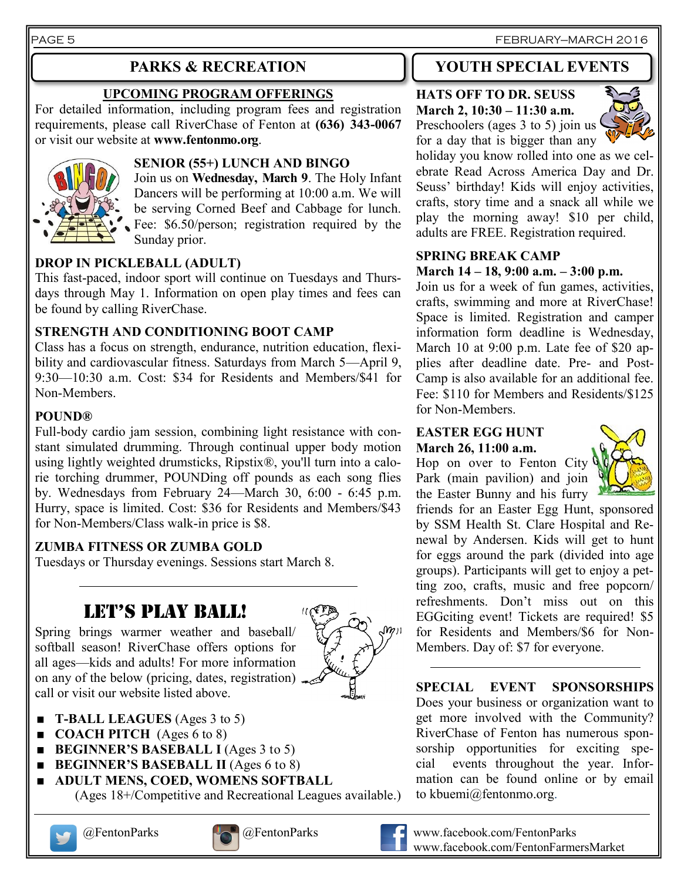## PARKS & RECREATION

### UPCOMING PROGRAM OFFERINGS

For detailed information, including program fees and registration requirements, please call RiverChase of Fenton at **(636) 343-0067** or visit our website at **www.fentonmo.org**.

### SENIOR (55+) LUNCH AND BINGO

Join us on **Wednesday, March 9**. The Holy Infant Dancers will be performing at 10:00 a.m. We will be serving Corned Beef and Cabbage for lunch. Fee: $6.50/person; registration required by the Sunday prior.

### DROP IN PICKLEBALL (ADULT)

This fast-paced, indoor sport will continue on Tuesdays and Thursdays through May 1. Information on open play times and fees can be found by calling RiverChase.

### STRENGTH AND CONDITIONING BOOT CAMP

Class has a focus on strength, endurance, nutrition education, flexibility and cardiovascular fitness. Saturdays from March 5—April 9, 9:30—10:30 a.m. Cost: $34 for Residents and Members/$41 for Non-Members.

### POUND®

Full-body cardio jam session, combining light resistance with constant simulated drumming. Through continual upper body motion using lightly weighted drumsticks, Ripstix®, you'll turn into a calorie torching drummer, POUNDing off pounds as each song flies by. Wednesdays from February 24—March 30, 6:00 - 6:45 p.m. Hurry, space is limited. Cost: $36 for Residents and Members/$43 for Non-Members/Class walk-in price is $8.

### ZUMBA FITNESS OR ZUMBA GOLD

Tuesdays or Thursday evenings. Sessions start March 8.

---

## LET'S PLAY BALL!

Spring brings warmer weather and baseball/softball season! RiverChase offers options for all ages—kids and adults! For more information on any of the below (pricing, dates, registration) call or visit our website listed above.

- **T-BALL LEAGUES** (Ages 3 to 5)
- **COACH PITCH** (Ages 6 to 8)
- **BEGINNER'S BASEBALL I** (Ages 3 to 5)
- **BEGINNER'S BASEBALL II** (Ages 6 to 8)
- **ADULT MENS, COED, WOMENS SOFTBALL** (Ages 18+/Competitive and Recreational Leagues available.)

## YOUTH SPECIAL EVENTS

### HATS OFF TO DR. SEUSS

**March 2, 10:30 – 11:30 a.m.**

Preschoolers (ages 3 to 5) join us for a day that is bigger than any holiday you know rolled into one as we celebrate Read Across America Day and Dr. Seuss' birthday! Kids will enjoy activities, crafts, story time and a snack all while we play the morning away! $10 per child, adults are FREE. Registration required.

### SPRING BREAK CAMP

**March 14 – 18, 9:00 a.m. – 3:00 p.m.**

Join us for a week of fun games, activities, crafts, swimming and more at RiverChase! Space is limited. Registration and camper information form deadline is Wednesday, March 10 at 9:00 p.m. Late fee of $20 applies after deadline date. Pre- and Post-Camp is also available for an additional fee. Fee: $110 for Members and Residents/$125 for Non-Members.

### EASTER EGG HUNT

**March 26, 11:00 a.m.**

Hop on over to Fenton City Park (main pavilion) and join the Easter Bunny and his furry friends for an Easter Egg Hunt, sponsored by SSM Health St. Clare Hospital and Renewal by Andersen. Kids will get to hunt for eggs around the park (divided into age groups). Participants will get to enjoy a petting zoo, crafts, music and free popcorn/refreshments. Don't miss out on this EGGciting event! Tickets are required! $5 for Residents and Members/$6 for Non-Members. Day of: $7 for everyone.

---

### SPECIAL EVENT SPONSORSHIPS

Does your business or organization want to get more involved with the Community? RiverChase of Fenton has numerous sponsorship opportunities for exciting special events throughout the year. Information can be found online or by email to kbuemi@fentonmo.org.

---

@FentonParks @FentonParks www.facebook.com/FentonParks www.facebook.com/FentonFarmersMarket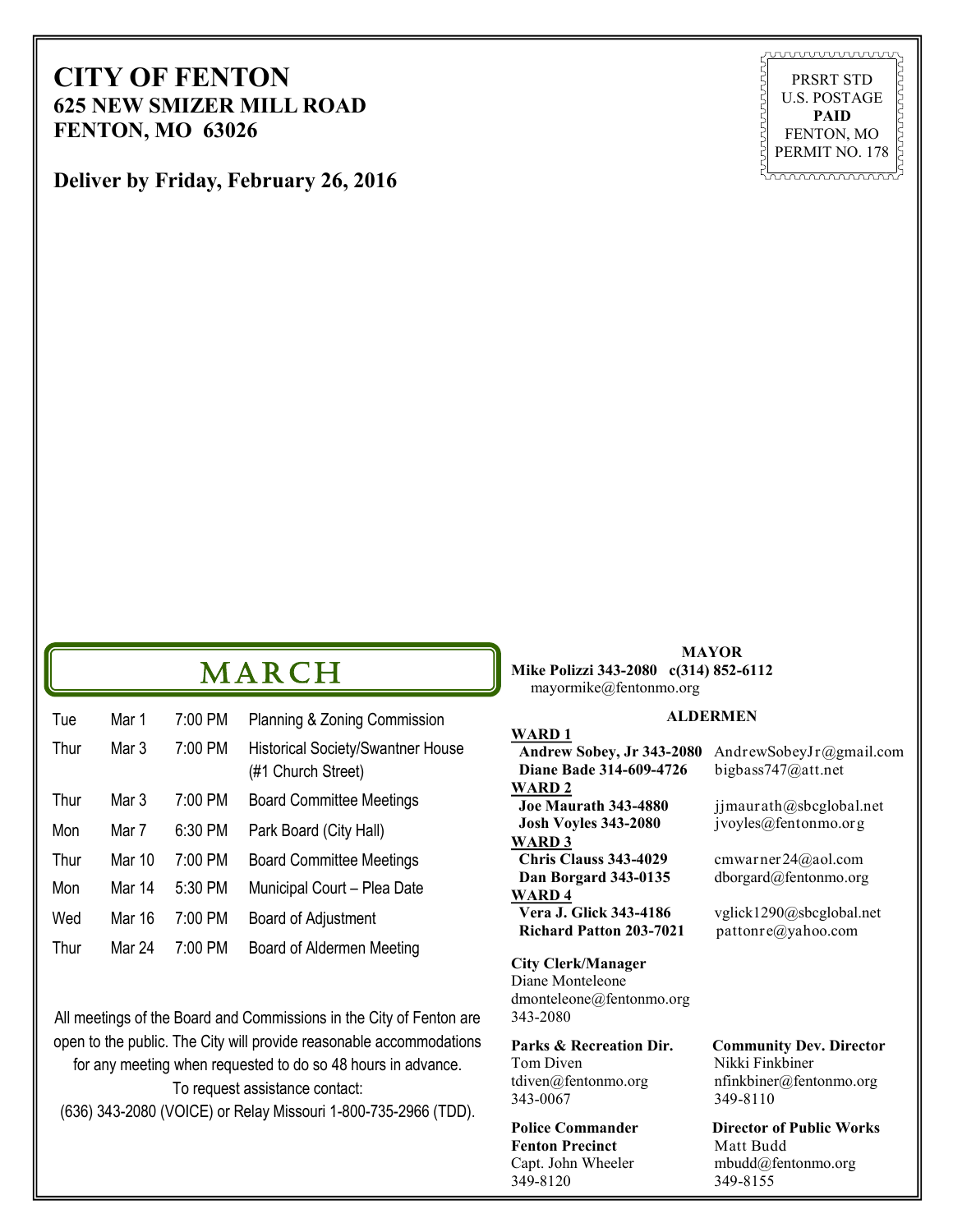# CITY OF FENTON
## 625 NEW SMIZER MILL ROAD
## FENTON, MO 63026

**Deliver by Friday, February 26, 2016**

PRSRT STD
U.S. POSTAGE
**PAID**
FENTON, MO
PERMIT NO. 178

## MARCH

| | | | |
|---|---|---|---|
| Tue | Mar 1 | 7:00 PM | Planning & Zoning Commission |
| Thur | Mar 3 | 7:00 PM | Historical Society/Swantner House (#1 Church Street) |
| Thur | Mar 3 | 7:00 PM | Board Committee Meetings |
| Mon | Mar 7 | 6:30 PM | Park Board (City Hall) |
| Thur | Mar 10 | 7:00 PM | Board Committee Meetings |
| Mon | Mar 14 | 5:30 PM | Municipal Court – Plea Date |
| Wed | Mar 16 | 7:00 PM | Board of Adjustment |
| Thur | Mar 24 | 7:00 PM | Board of Aldermen Meeting |

All meetings of the Board and Commissions in the City of Fenton are open to the public. The City will provide reasonable accommodations for any meeting when requested to do so 48 hours in advance. To request assistance contact:
(636) 343-2080 (VOICE) or Relay Missouri 1-800-735-2966 (TDD).

**MAYOR**
**Mike Polizzi 343-2080 c(314) 852-6112**
mayormike@fentonmo.org

**ALDERMEN**

**WARD 1**
**Andrew Sobey, Jr 343-2080** AndrewSobeyJr@gmail.com
**Diane Bade 314-609-4726** bigbass747@att.net

**WARD 2**
**Joe Maurath 343-4880** jjmaurath@sbcglobal.net
**Josh Voyles 343-2080** jvoyles@fentonmo.org

**WARD 3**
**Chris Clauss 343-4029** cmwarner24@aol.com
**Dan Borgard 343-0135** dborgard@fentonmo.org

**WARD 4**
**Vera J. Glick 343-4186** vglick1290@sbcglobal.net
**Richard Patton 203-7021** pattonre@yahoo.com

**City Clerk/Manager**
Diane Monteleone
dmonteleone@fentonmo.org
343-2080

**Parks & Recreation Dir.**
Tom Diven
tdiven@fentonmo.org
343-0067

**Community Dev. Director**
Nikki Finkbiner
nfinkbiner@fentonmo.org
349-8110

**Police Commander**
**Fenton Precinct**
Capt. John Wheeler
349-8120

**Director of Public Works**
Matt Budd
mbudd@fentonmo.org
349-8155